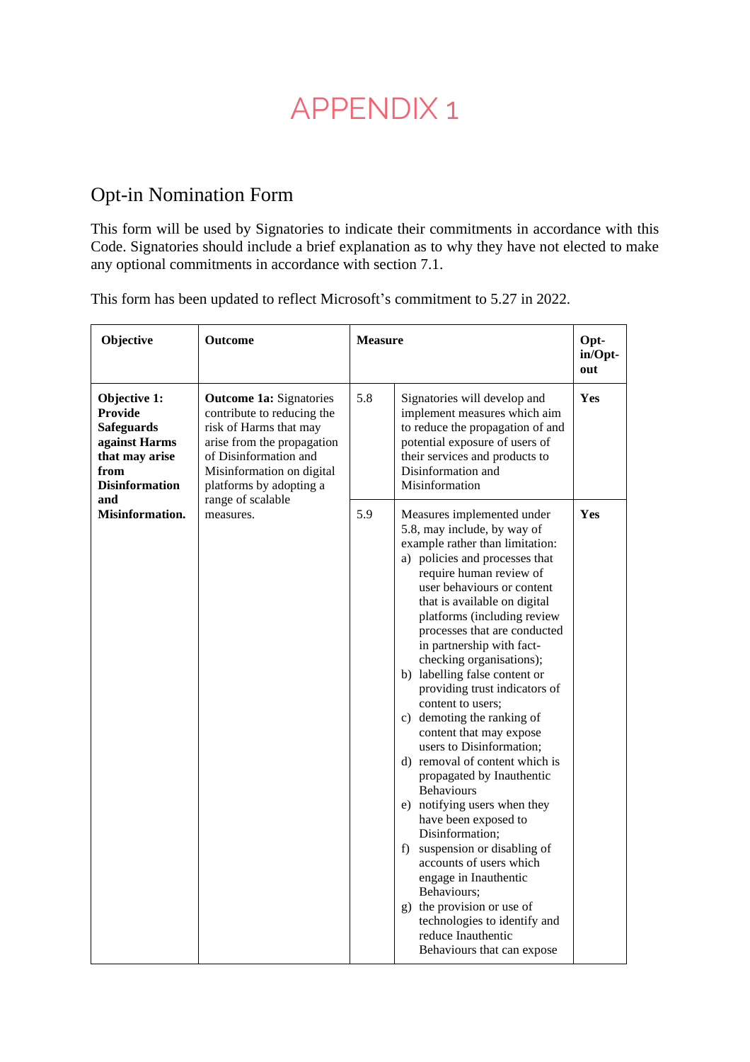# APPENDIX 1

## Opt-in Nomination Form

This form will be used by Signatories to indicate their commitments in accordance with this Code. Signatories should include a brief explanation as to why they have not elected to make any optional commitments in accordance with section 7.1.

This form has been updated to reflect Microsoft's commitment to 5.27 in 2022.

| Objective | Outcome | Measure | | Opt-in/Opt-out |
|---|---|---|---|---|
| **Objective 1: Provide Safeguards against Harms that may arise from Disinformation and Misinformation.** | **Outcome 1a:** Signatories contribute to reducing the risk of Harms that may arise from the propagation of Disinformation and Misinformation on digital platforms by adopting a range of scalable measures. | 5.8 | Signatories will develop and implement measures which aim to reduce the propagation of and potential exposure of users of their services and products to Disinformation and Misinformation | **Yes** |
| | | 5.9 | Measures implemented under 5.8, may include, by way of example rather than limitation: a) policies and processes that require human review of user behaviours or content that is available on digital platforms (including review processes that are conducted in partnership with fact-checking organisations); b) labelling false content or providing trust indicators of content to users; c) demoting the ranking of content that may expose users to Disinformation; d) removal of content which is propagated by Inauthentic Behaviours e) notifying users when they have been exposed to Disinformation; f) suspension or disabling of accounts of users which engage in Inauthentic Behaviours; g) the provision or use of technologies to identify and reduce Inauthentic Behaviours that can expose | **Yes** |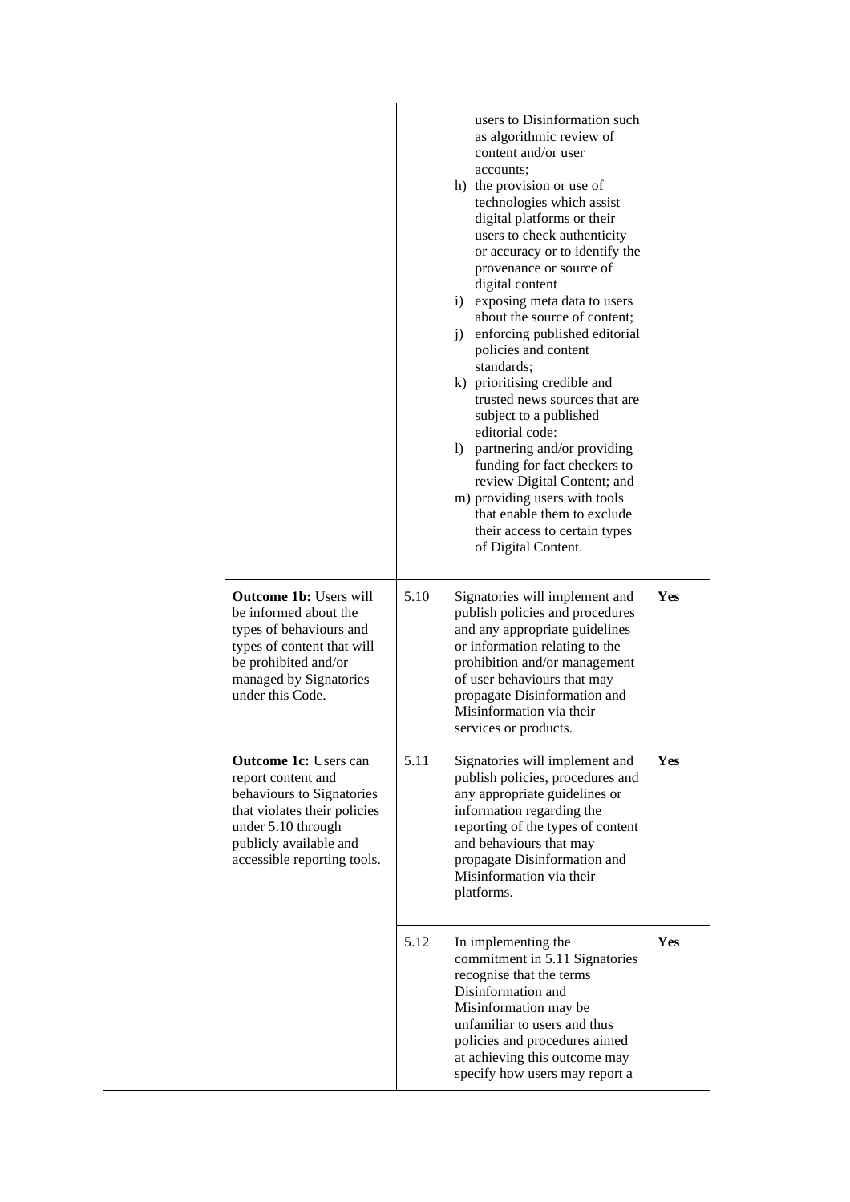| | | | | |
|---|---|---|---|---|
| | | | users to Disinformation such as algorithmic review of content and/or user accounts;<br>h) the provision or use of technologies which assist digital platforms or their users to check authenticity or accuracy or to identify the provenance or source of digital content<br>i) exposing meta data to users about the source of content;<br>j) enforcing published editorial policies and content standards;<br>k) prioritising credible and trusted news sources that are subject to a published editorial code:<br>l) partnering and/or providing funding for fact checkers to review Digital Content; and<br>m) providing users with tools that enable them to exclude their access to certain types of Digital Content. | |
| | **Outcome 1b:** Users will be informed about the types of behaviours and types of content that will be prohibited and/or managed by Signatories under this Code. | 5.10 | Signatories will implement and publish policies and procedures and any appropriate guidelines or information relating to the prohibition and/or management of user behaviours that may propagate Disinformation and Misinformation via their services or products. | **Yes** |
| | **Outcome 1c:** Users can report content and behaviours to Signatories that violates their policies under 5.10 through publicly available and accessible reporting tools. | 5.11 | Signatories will implement and publish policies, procedures and any appropriate guidelines or information regarding the reporting of the types of content and behaviours that may propagate Disinformation and Misinformation via their platforms. | **Yes** |
| | | 5.12 | In implementing the commitment in 5.11 Signatories recognise that the terms Disinformation and Misinformation may be unfamiliar to users and thus policies and procedures aimed at achieving this outcome may specify how users may report a | **Yes** |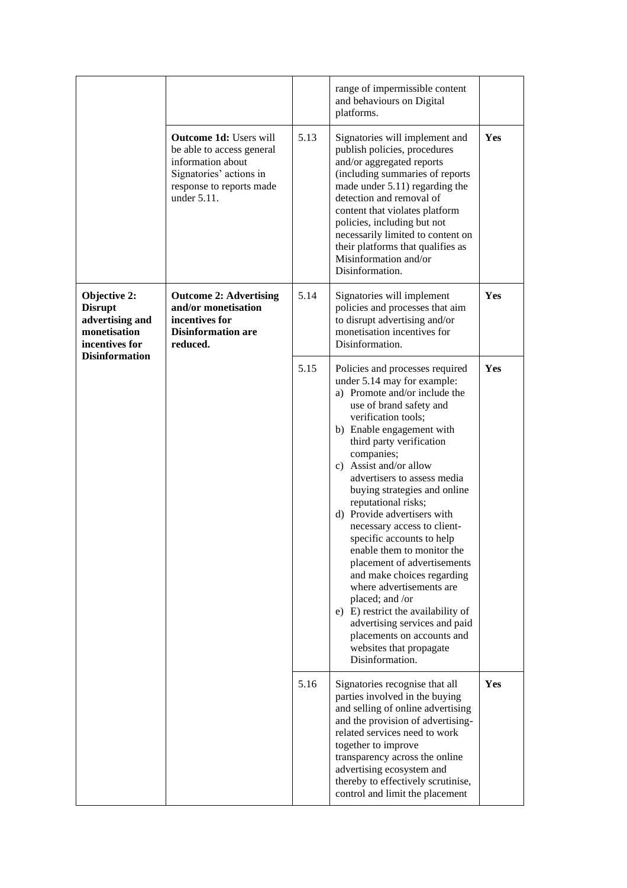| | | | | |
|---|---|---|---|---|
| | | | range of impermissible content and behaviours on Digital platforms. | |
| | **Outcome 1d:** Users will be able to access general information about Signatories' actions in response to reports made under 5.11. | 5.13 | Signatories will implement and publish policies, procedures and/or aggregated reports (including summaries of reports made under 5.11) regarding the detection and removal of content that violates platform policies, including but not necessarily limited to content on their platforms that qualifies as Misinformation and/or Disinformation. | **Yes** |
| **Objective 2: Disrupt advertising and monetisation incentives for Disinformation** | **Outcome 2: Advertising and/or monetisation incentives for Disinformation are reduced.** | 5.14 | Signatories will implement policies and processes that aim to disrupt advertising and/or monetisation incentives for Disinformation. | **Yes** |
| | | 5.15 | Policies and processes required under 5.14 may for example:<br>a) Promote and/or include the use of brand safety and verification tools;<br>b) Enable engagement with third party verification companies;<br>c) Assist and/or allow advertisers to assess media buying strategies and online reputational risks;<br>d) Provide advertisers with necessary access to client-specific accounts to help enable them to monitor the placement of advertisements and make choices regarding where advertisements are placed; and /or<br>e) E) restrict the availability of advertising services and paid placements on accounts and websites that propagate Disinformation. | **Yes** |
| | | 5.16 | Signatories recognise that all parties involved in the buying and selling of online advertising and the provision of advertising-related services need to work together to improve transparency across the online advertising ecosystem and thereby to effectively scrutinise, control and limit the placement | **Yes** |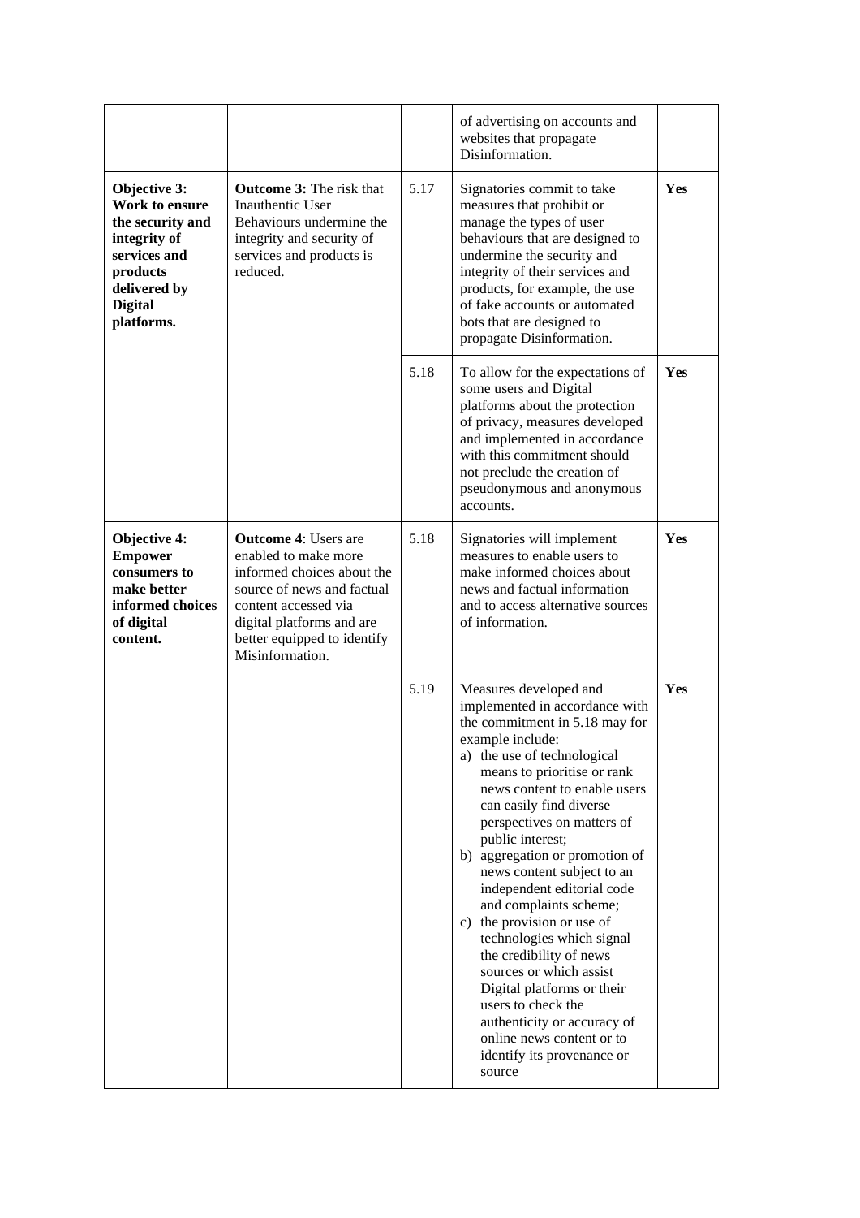| | | | | |
|---|---|---|---|---|
| | | | of advertising on accounts and websites that propagate Disinformation. | |
| **Objective 3: Work to ensure the security and integrity of services and products delivered by Digital platforms.** | **Outcome 3:** The risk that Inauthentic User Behaviours undermine the integrity and security of services and products is reduced. | 5.17 | Signatories commit to take measures that prohibit or manage the types of user behaviours that are designed to undermine the security and integrity of their services and products, for example, the use of fake accounts or automated bots that are designed to propagate Disinformation. | **Yes** |
| | | 5.18 | To allow for the expectations of some users and Digital platforms about the protection of privacy, measures developed and implemented in accordance with this commitment should not preclude the creation of pseudonymous and anonymous accounts. | **Yes** |
| **Objective 4: Empower consumers to make better informed choices of digital content.** | **Outcome 4**: Users are enabled to make more informed choices about the source of news and factual content accessed via digital platforms and are better equipped to identify Misinformation. | 5.18 | Signatories will implement measures to enable users to make informed choices about news and factual information and to access alternative sources of information. | **Yes** |
| | | 5.19 | Measures developed and implemented in accordance with the commitment in 5.18 may for example include:<br>a) the use of technological means to prioritise or rank news content to enable users can easily find diverse perspectives on matters of public interest;<br>b) aggregation or promotion of news content subject to an independent editorial code and complaints scheme;<br>c) the provision or use of technologies which signal the credibility of news sources or which assist Digital platforms or their users to check the authenticity or accuracy of online news content or to identify its provenance or source | **Yes** |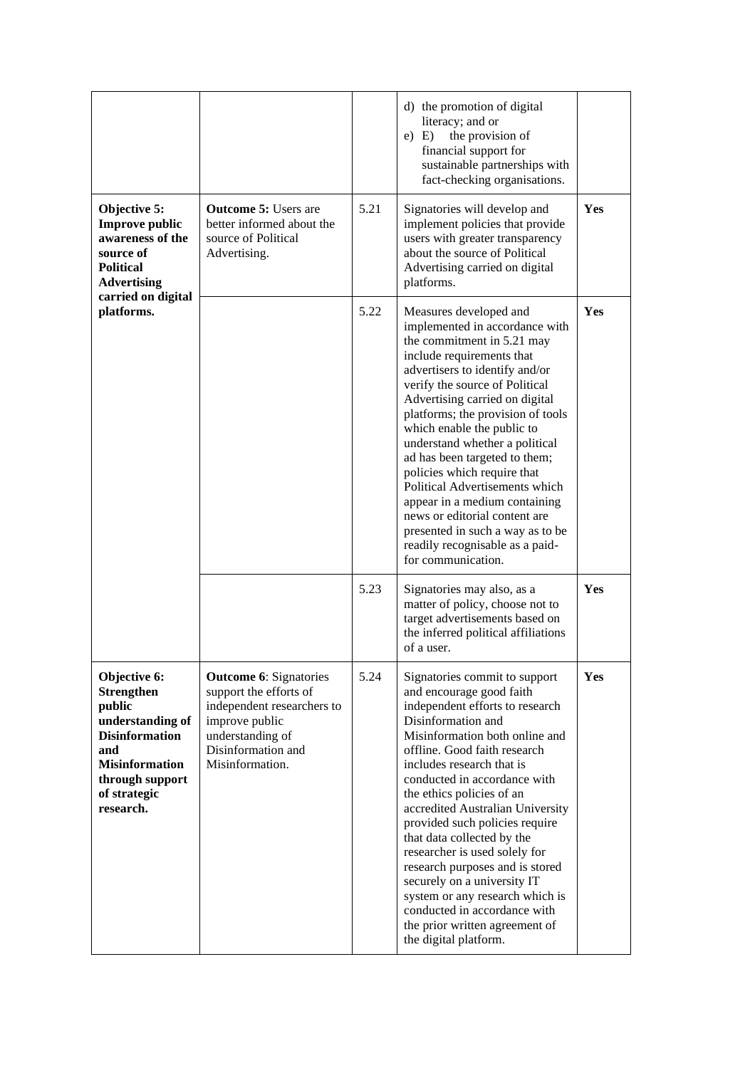| | | | | |
|---|---|---|---|---|
| | | | d) the promotion of digital literacy; and or<br>e) E) the provision of financial support for sustainable partnerships with fact-checking organisations. | |
| **Objective 5: Improve public awareness of the source of Political Advertising carried on digital platforms.** | **Outcome 5:** Users are better informed about the source of Political Advertising. | 5.21 | Signatories will develop and implement policies that provide users with greater transparency about the source of Political Advertising carried on digital platforms. | **Yes** |
| | | 5.22 | Measures developed and implemented in accordance with the commitment in 5.21 may include requirements that advertisers to identify and/or verify the source of Political Advertising carried on digital platforms; the provision of tools which enable the public to understand whether a political ad has been targeted to them; policies which require that Political Advertisements which appear in a medium containing news or editorial content are presented in such a way as to be readily recognisable as a paid-for communication. | **Yes** |
| | | 5.23 | Signatories may also, as a matter of policy, choose not to target advertisements based on the inferred political affiliations of a user. | **Yes** |
| **Objective 6: Strengthen public understanding of Disinformation and Misinformation through support of strategic research.** | **Outcome 6**: Signatories support the efforts of independent researchers to improve public understanding of Disinformation and Misinformation. | 5.24 | Signatories commit to support and encourage good faith independent efforts to research Disinformation and Misinformation both online and offline. Good faith research includes research that is conducted in accordance with the ethics policies of an accredited Australian University provided such policies require that data collected by the researcher is used solely for research purposes and is stored securely on a university IT system or any research which is conducted in accordance with the prior written agreement of the digital platform. | **Yes** |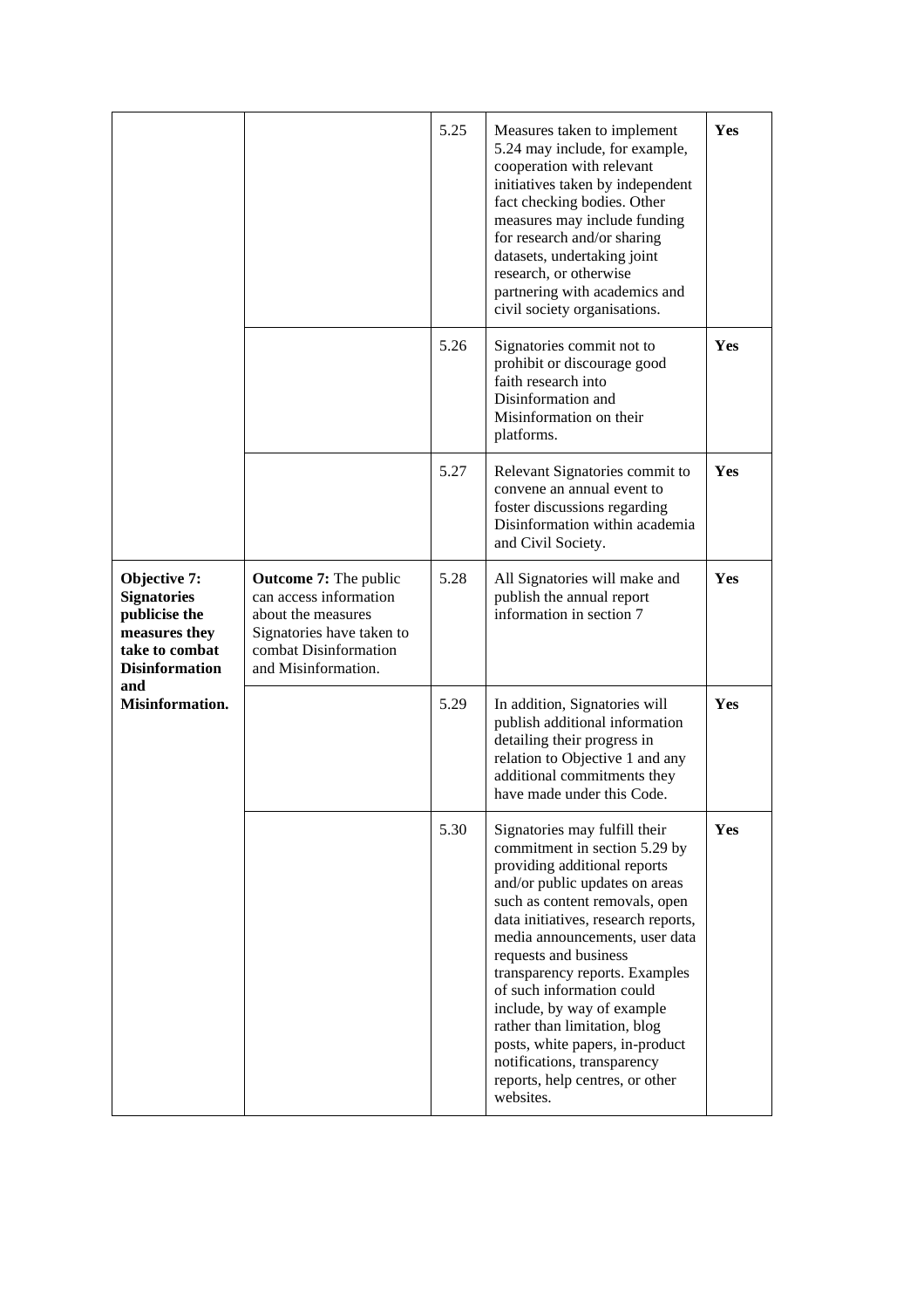| | | | | |
|---|---|---|---|---|
| | | 5.25 | Measures taken to implement 5.24 may include, for example, cooperation with relevant initiatives taken by independent fact checking bodies. Other measures may include funding for research and/or sharing datasets, undertaking joint research, or otherwise partnering with academics and civil society organisations. | **Yes** |
| | | 5.26 | Signatories commit not to prohibit or discourage good faith research into Disinformation and Misinformation on their platforms. | **Yes** |
| | | 5.27 | Relevant Signatories commit to convene an annual event to foster discussions regarding Disinformation within academia and Civil Society. | **Yes** |
| **Objective 7: Signatories publicise the measures they take to combat Disinformation and Misinformation.** | **Outcome 7:** The public can access information about the measures Signatories have taken to combat Disinformation and Misinformation. | 5.28 | All Signatories will make and publish the annual report information in section 7 | **Yes** |
| | | 5.29 | In addition, Signatories will publish additional information detailing their progress in relation to Objective 1 and any additional commitments they have made under this Code. | **Yes** |
| | | 5.30 | Signatories may fulfill their commitment in section 5.29 by providing additional reports and/or public updates on areas such as content removals, open data initiatives, research reports, media announcements, user data requests and business transparency reports. Examples of such information could include, by way of example rather than limitation, blog posts, white papers, in-product notifications, transparency reports, help centres, or other websites. | **Yes** |